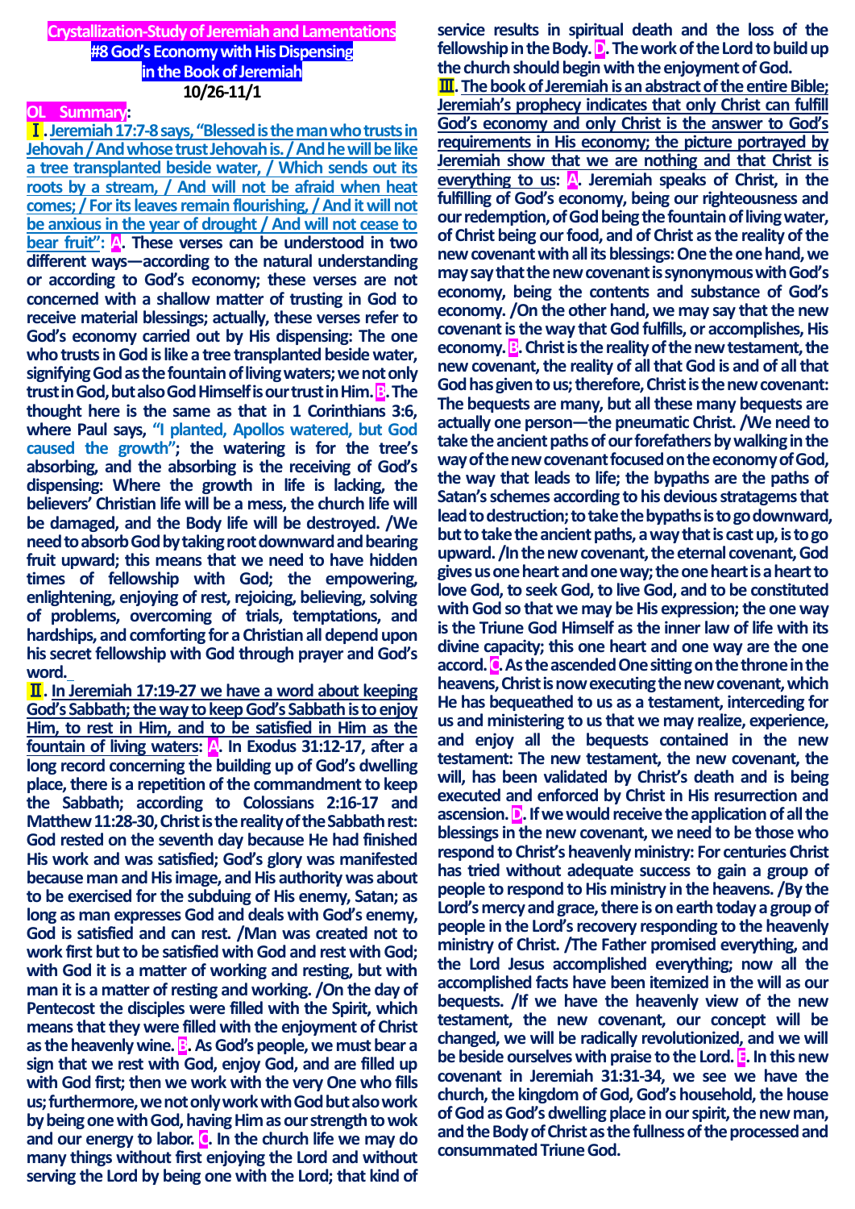# Crystallization-Study of Jeremiah and Lamentations
## #8 God's Economy with His Dispensing in the Book of Jeremiah
**10/26-11/1**

**OL Summary:**

**Ⅰ. Jeremiah 17:7-8 says, "Blessed is the man who trusts in Jehovah / And whose trust Jehovah is. / And he will be like a tree transplanted beside water, / Which sends out its roots by a stream, / And will not be afraid when heat comes; / For its leaves remain flourishing, / And it will not be anxious in the year of drought / And will not cease to bear fruit": A. These verses can be understood in two different ways—according to the natural understanding or according to God's economy; these verses are not concerned with a shallow matter of trusting in God to receive material blessings; actually, these verses refer to God's economy carried out by His dispensing: The one who trusts in God is like a tree transplanted beside water, signifying God as the fountain of living waters; we not only trust in God, but also God Himself is our trust in Him. B. The thought here is the same as that in 1 Corinthians 3:6, where Paul says, "I planted, Apollos watered, but God caused the growth"; the watering is for the tree's absorbing, and the absorbing is the receiving of God's dispensing: Where the growth in life is lacking, the believers' Christian life will be a mess, the church life will be damaged, and the Body life will be destroyed. /We need to absorb God by taking root downward and bearing fruit upward; this means that we need to have hidden times of fellowship with God; the empowering, enlightening, enjoying of rest, rejoicing, believing, solving of problems, overcoming of trials, temptations, and hardships, and comforting for a Christian all depend upon his secret fellowship with God through prayer and God's word.**

**Ⅱ. In Jeremiah 17:19-27 we have a word about keeping God's Sabbath; the way to keep God's Sabbath is to enjoy Him, to rest in Him, and to be satisfied in Him as the fountain of living waters: A. In Exodus 31:12-17, after a long record concerning the building up of God's dwelling place, there is a repetition of the commandment to keep the Sabbath; according to Colossians 2:16-17 and Matthew 11:28-30, Christ is the reality of the Sabbath rest: God rested on the seventh day because He had finished His work and was satisfied; God's glory was manifested because man and His image, and His authority was about to be exercised for the subduing of His enemy, Satan; as long as man expresses God and deals with God's enemy, God is satisfied and can rest. /Man was created not to work first but to be satisfied with God and rest with God; with God it is a matter of working and resting, but with man it is a matter of resting and working. /On the day of Pentecost the disciples were filled with the Spirit, which means that they were filled with the enjoyment of Christ as the heavenly wine. B. As God's people, we must bear a sign that we rest with God, enjoy God, and are filled up with God first; then we work with the very One who fills us; furthermore, we not only work with God but also work by being one with God, having Him as our strength to wok and our energy to labor. C. In the church life we may do many things without first enjoying the Lord and without serving the Lord by being one with the Lord; that kind of service results in spiritual death and the loss of the fellowship in the Body. D. The work of the Lord to build up the church should begin with the enjoyment of God.**

**Ⅲ. The book of Jeremiah is an abstract of the entire Bible; Jeremiah's prophecy indicates that only Christ can fulfill God's economy and only Christ is the answer to God's requirements in His economy; the picture portrayed by Jeremiah show that we are nothing and that Christ is everything to us: A. Jeremiah speaks of Christ, in the fulfilling of God's economy, being our righteousness and our redemption, of God being the fountain of living water, of Christ being our food, and of Christ as the reality of the new covenant with all its blessings: On the one hand, we may say that the new covenant is synonymous with God's economy, being the contents and substance of God's economy. /On the other hand, we may say that the new covenant is the way that God fulfills, or accomplishes, His economy. B. Christ is the reality of the new testament, the new covenant, the reality of all that God is and of all that God has given to us; therefore, Christ is the new covenant: The bequests are many, but all these many bequests are actually one person—the pneumatic Christ. /We need to take the ancient paths of our forefathers by walking in the way of the new covenant focused on the economy of God, the way that leads to life; the bypaths are the paths of Satan's schemes according to his devious stratagems that lead to destruction; to take the bypaths is to go downward, but to take the ancient paths, a way that is cast up, is to go upward. /In the new covenant, the eternal covenant, God gives us one heart and one way; the one heart is a heart to love God, to seek God, to live God, and to be constituted with God so that we may be His expression; the one way is the Triune God Himself as the inner law of life with its divine capacity; this one heart and one way are the one accord. C. As the ascended One sitting on the throne in the heavens, Christ is now executing the new covenant, which He has bequeathed to us as a testament, interceding for us and ministering to us that we may realize, experience, and enjoy all the bequests contained in the new testament: The new testament, the new covenant, the will, has been validated by Christ's death and is being executed and enforced by Christ in His resurrection and ascension. D. If we would receive the application of all the blessings in the new covenant, we need to be those who respond to Christ's heavenly ministry: For centuries Christ has tried without adequate success to gain a group of people to respond to His ministry in the heavens. /By the Lord's mercy and grace, there is on earth today a group of people in the Lord's recovery responding to the heavenly ministry of Christ. /The Father promised everything, and the Lord Jesus accomplished everything; now all the accomplished facts have been itemized in the will as our bequests. /If we have the heavenly view of the new testament, the new covenant, our concept will be changed, we will be radically revolutionized, and we will be beside ourselves with praise to the Lord. E. In this new covenant in Jeremiah 31:31-34, we see we have the church, the kingdom of God, God's household, the house of God as God's dwelling place in our spirit, the new man, and the Body of Christ as the fullness of the processed and consummated Triune God.**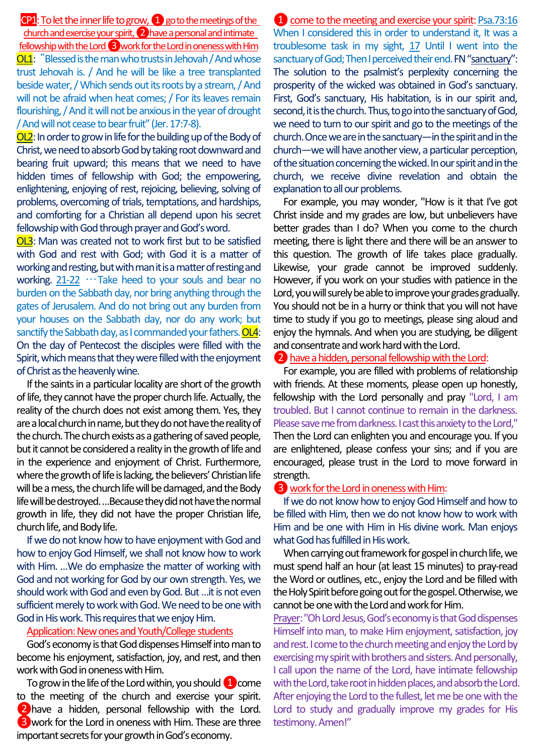**CP1: To let the inner life to grow, ❶ go to the meetings of the church and exercise your spirit, ❷ have a personal and intimate fellowship with the Lord ❸ work for the Lord in oneness with Him**

**OL1**: "Blessed is the man who trusts in Jehovah / And whose trust Jehovah is. / And he will be like a tree transplanted beside water, / Which sends out its roots by a stream, / And will not be afraid when heat comes; / For its leaves remain flourishing, / And it will not be anxious in the year of drought / And will not cease to bear fruit" (Jer. 17:7-8).

**OL2**: In order to grow in life for the building up of the Body of Christ, we need to absorb God by taking root downward and bearing fruit upward; this means that we need to have hidden times of fellowship with God; the empowering, enlightening, enjoying of rest, rejoicing, believing, solving of problems, overcoming of trials, temptations, and hardships, and comforting for a Christian all depend upon his secret fellowship with God through prayer and God's word.

**OL3**: Man was created not to work first but to be satisfied with God and rest with God; with God it is a matter of working and resting, but with man it is a matter of resting and working. 21-22 …Take heed to your souls and bear no burden on the Sabbath day, nor bring anything through the gates of Jerusalem. And do not bring out any burden from your houses on the Sabbath day, nor do any work; but sanctify the Sabbath day, as I commanded your fathers. **OL4**: On the day of Pentecost the disciples were filled with the Spirit, which means that they were filled with the enjoyment of Christ as the heavenly wine.

If the saints in a particular locality are short of the growth of life, they cannot have the proper church life. Actually, the reality of the church does not exist among them. Yes, they are a local church in name, but they do not have the reality of the church. The church exists as a gathering of saved people, but it cannot be considered a reality in the growth of life and in the experience and enjoyment of Christ. Furthermore, where the growth of life is lacking, the believers' Christian life will be a mess, the church life will be damaged, and the Body life will be destroyed. …Because they did not have the normal growth in life, they did not have the proper Christian life, church life, and Body life.

If we do not know how to have enjoyment with God and how to enjoy God Himself, we shall not know how to work with Him. …We do emphasize the matter of working with God and not working for God by our own strength. Yes, we should work with God and even by God. But …it is not even sufficient merely to work with God. We need to be one with God in His work. This requires that we enjoy Him.

**Application: New ones and Youth/College students**

God's economy is that God dispenses Himself into man to become his enjoyment, satisfaction, joy, and rest, and then work with God in oneness with Him.

To grow in the life of the Lord within, you should ❶ come to the meeting of the church and exercise your spirit. ❷ have a hidden, personal fellowship with the Lord. ❸ work for the Lord in oneness with Him. These are three important secrets for your growth in God's economy.

**❶ come to the meeting and exercise your spirit**: Psa.73:16 When I considered this in order to understand it, It was a troublesome task in my sight, 17 Until I went into the sanctuary of God; Then I perceived their end. FN "sanctuary": The solution to the psalmist's perplexity concerning the prosperity of the wicked was obtained in God's sanctuary. First, God's sanctuary, His habitation, is in our spirit and, second, it is the church. Thus, to go into the sanctuary of God, we need to turn to our spirit and go to the meetings of the church. Once we are in the sanctuary—in the spirit and in the church—we will have another view, a particular perception, of the situation concerning the wicked. In our spirit and in the church, we receive divine revelation and obtain the explanation to all our problems.

For example, you may wonder, "How is it that I've got Christ inside and my grades are low, but unbelievers have better grades than I do? When you come to the church meeting, there is light there and there will be an answer to this question. The growth of life takes place gradually. Likewise, your grade cannot be improved suddenly. However, if you work on your studies with patience in the Lord, you will surely be able to improve your grades gradually. You should not be in a hurry or think that you will not have time to study if you go to meetings, please sing aloud and enjoy the hymnals. And when you are studying, be diligent and consentrate and work hard with the Lord.

**❷ have a hidden, personal fellowship with the Lord**:

For example, you are filled with problems of relationship with friends. At these moments, please open up honestly, fellowship with the Lord personally and pray "Lord, I am troubled. But I cannot continue to remain in the darkness. Please save me from darkness. I cast this anxiety to the Lord," Then the Lord can enlighten you and encourage you. If you are enlightened, please confess your sins; and if you are encouraged, please trust in the Lord to move forward in strength.

**❸ work for the Lord in oneness with Him**:

If we do not know how to enjoy God Himself and how to be filled with Him, then we do not know how to work with Him and be one with Him in His divine work. Man enjoys what God has fulfilled in His work.

When carrying out framework for gospel in church life, we must spend half an hour (at least 15 minutes) to pray-read the Word or outlines, etc., enjoy the Lord and be filled with the Holy Spirit before going out for the gospel. Otherwise, we cannot be one with the Lord and work for Him.

Prayer: "Oh Lord Jesus, God's economy is that God dispenses Himself into man, to make Him enjoyment, satisfaction, joy and rest. I come to the church meeting and enjoy the Lord by exercising my spirit with brothers and sisters. And personally, I call upon the name of the Lord, have intimate fellowship with the Lord, take root in hidden places, and absorb the Lord. After enjoying the Lord to the fullest, let me be one with the Lord to study and gradually improve my grades for His testimony. Amen!"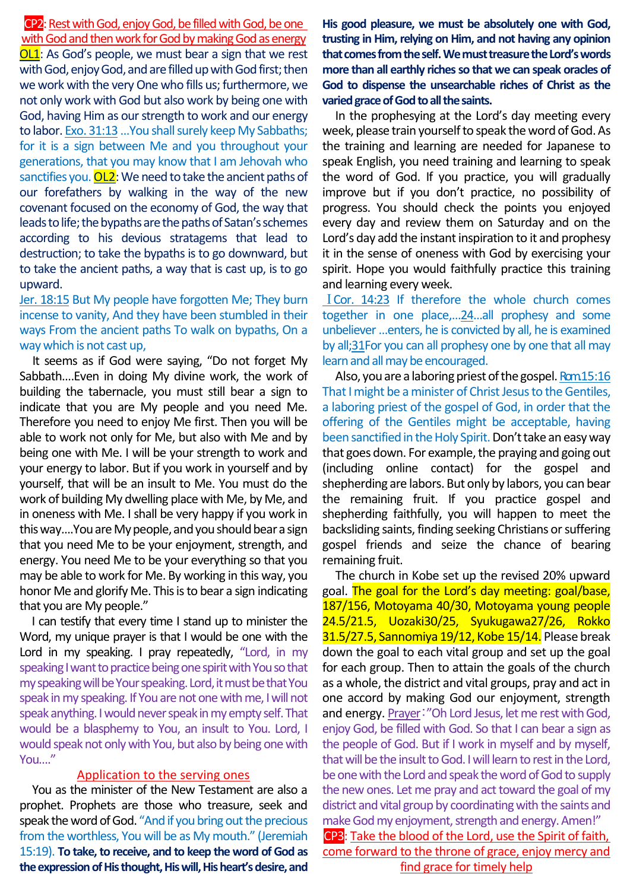**CP2**: Rest with God, enjoy God, be filled with God, be one with God and then work for God by making God as energy

**OL1**: As God's people, we must bear a sign that we rest with God, enjoy God, and are filled up with God first; then we work with the very One who fills us; furthermore, we not only work with God but also work by being one with God, having Him as our strength to work and our energy to labor. Exo. 31:13 …You shall surely keep My Sabbaths; for it is a sign between Me and you throughout your generations, that you may know that I am Jehovah who sanctifies you. **OL2**: We need to take the ancient paths of our forefathers by walking in the way of the new covenant focused on the economy of God, the way that leads to life; the bypaths are the paths of Satan's schemes according to his devious stratagems that lead to destruction; to take the bypaths is to go downward, but to take the ancient paths, a way that is cast up, is to go upward.

Jer. 18:15 But My people have forgotten Me; They burn incense to vanity, And they have been stumbled in their ways From the ancient paths To walk on bypaths, On a way which is not cast up,

It seems as if God were saying, "Do not forget My Sabbath….Even in doing My divine work, the work of building the tabernacle, you must still bear a sign to indicate that you are My people and you need Me. Therefore you need to enjoy Me first. Then you will be able to work not only for Me, but also with Me and by being one with Me. I will be your strength to work and your energy to labor. But if you work in yourself and by yourself, that will be an insult to Me. You must do the work of building My dwelling place with Me, by Me, and in oneness with Me. I shall be very happy if you work in this way….You are My people, and you should bear a sign that you need Me to be your enjoyment, strength, and energy. You need Me to be your everything so that you may be able to work for Me. By working in this way, you honor Me and glorify Me. This is to bear a sign indicating that you are My people."

I can testify that every time I stand up to minister the Word, my unique prayer is that I would be one with the Lord in my speaking. I pray repeatedly, "Lord, in my speaking I want to practice being one spirit with You so that my speaking will be Your speaking. Lord, it must be that You speak in my speaking. If You are not one with me, I will not speak anything. I would never speak in my empty self. That would be a blasphemy to You, an insult to You. Lord, I would speak not only with You, but also by being one with You…."

## Application to the serving ones

You as the minister of the New Testament are also a prophet. Prophets are those who treasure, seek and speak the word of God. "And if you bring out the precious from the worthless, You will be as My mouth." (Jeremiah 15:19). **To take, to receive, and to keep the word of God as the expression of His thought, His will, His heart's desire, and His good pleasure, we must be absolutely one with God, trusting in Him, relying on Him, and not having any opinion that comes from the self. We must treasure the Lord's words more than all earthly riches so that we can speak oracles of God to dispense the unsearchable riches of Christ as the varied grace of God to all the saints.**

In the prophesying at the Lord's day meeting every week, please train yourself to speak the word of God. As the training and learning are needed for Japanese to speak English, you need training and learning to speak the word of God. If you practice, you will gradually improve but if you don't practice, no possibility of progress. You should check the points you enjoyed every day and review them on Saturday and on the Lord's day add the instant inspiration to it and prophesy it in the sense of oneness with God by exercising your spirit. Hope you would faithfully practice this training and learning every week.

ⅠCor. 14:23 If therefore the whole church comes together in one place,…24…all prophesy and some unbeliever …enters, he is convicted by all, he is examined by all;31For you can all prophesy one by one that all may learn and all may be encouraged.

Also, you are a laboring priest of the gospel. Rom.15:16 That I might be a minister of Christ Jesus to the Gentiles, a laboring priest of the gospel of God, in order that the offering of the Gentiles might be acceptable, having been sanctified in the Holy Spirit. Don't take an easy way that goes down. For example, the praying and going out (including online contact) for the gospel and shepherding are labors. But only by labors, you can bear the remaining fruit. If you practice gospel and shepherding faithfully, you will happen to meet the backsliding saints, finding seeking Christians or suffering gospel friends and seize the chance of bearing remaining fruit.

The church in Kobe set up the revised 20% upward goal. The goal for the Lord's day meeting: goal/base, 187/156, Motoyama 40/30, Motoyama young people 24.5/21.5, Uozaki30/25, Syukugawa27/26, Rokko 31.5/27.5, Sannomiya 19/12, Kobe 15/14. Please break down the goal to each vital group and set up the goal for each group. Then to attain the goals of the church as a whole, the district and vital groups, pray and act in one accord by making God our enjoyment, strength and energy. Prayer:"Oh Lord Jesus, let me rest with God, enjoy God, be filled with God. So that I can bear a sign as the people of God. But if I work in myself and by myself, that will be the insult to God. I will learn to rest in the Lord, be one with the Lord and speak the word of God to supply the new ones. Let me pray and act toward the goal of my district and vital group by coordinating with the saints and make God my enjoyment, strength and energy. Amen!"

**CP3**: Take the blood of the Lord, use the Spirit of faith, come forward to the throne of grace, enjoy mercy and find grace for timely help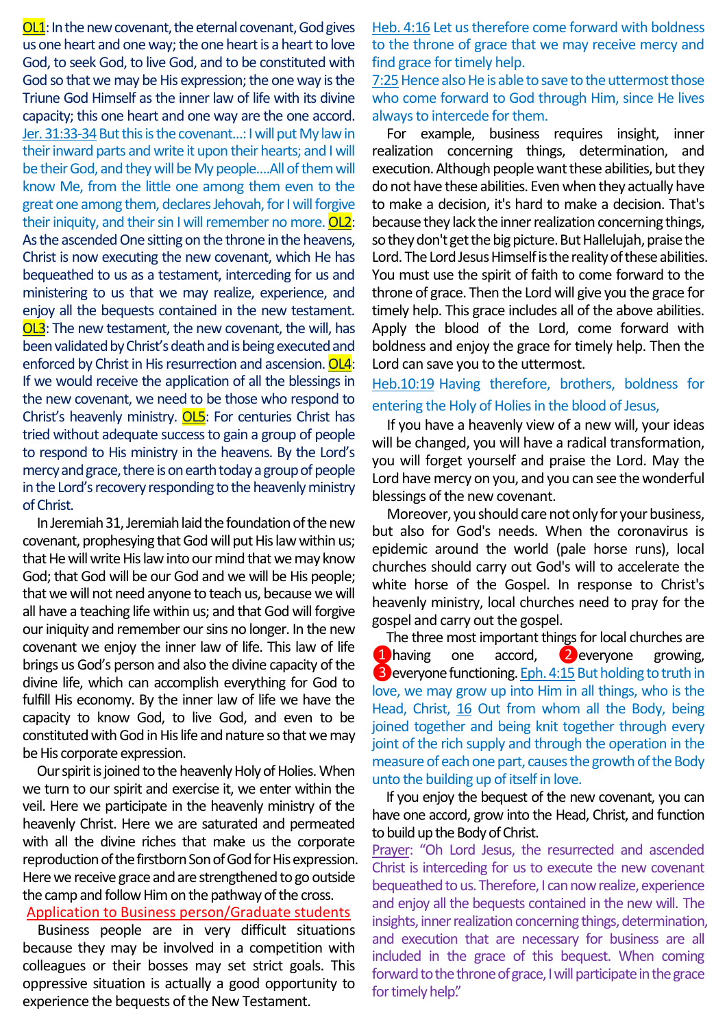**OL1**: In the new covenant, the eternal covenant, God gives us one heart and one way; the one heart is a heart to love God, to seek God, to live God, and to be constituted with God so that we may be His expression; the one way is the Triune God Himself as the inner law of life with its divine capacity; this one heart and one way are the one accord.

Jer. 31:33-34 But this is the covenant…: I will put My law in their inward parts and write it upon their hearts; and I will be their God, and they will be My people….All of them will know Me, from the little one among them even to the great one among them, declares Jehovah, for I will forgive their iniquity, and their sin I will remember no more.

**OL2**: As the ascended One sitting on the throne in the heavens, Christ is now executing the new covenant, which He has bequeathed to us as a testament, interceding for us and ministering to us that we may realize, experience, and enjoy all the bequests contained in the new testament.

**OL3**: The new testament, the new covenant, the will, has been validated by Christ's death and is being executed and enforced by Christ in His resurrection and ascension.

**OL4**: If we would receive the application of all the blessings in the new covenant, we need to be those who respond to Christ's heavenly ministry.

**OL5**: For centuries Christ has tried without adequate success to gain a group of people to respond to His ministry in the heavens. By the Lord's mercy and grace, there is on earth today a group of people in the Lord's recovery responding to the heavenly ministry of Christ.

In Jeremiah 31, Jeremiah laid the foundation of the new covenant, prophesying that God will put His law within us; that He will write His law into our mind that we may know God; that God will be our God and we will be His people; that we will not need anyone to teach us, because we will all have a teaching life within us; and that God will forgive our iniquity and remember our sins no longer. In the new covenant we enjoy the inner law of life. This law of life brings us God's person and also the divine capacity of the divine life, which can accomplish everything for God to fulfill His economy. By the inner law of life we have the capacity to know God, to live God, and even to be constituted with God in His life and nature so that we may be His corporate expression.

Our spirit is joined to the heavenly Holy of Holies. When we turn to our spirit and exercise it, we enter within the veil. Here we participate in the heavenly ministry of the heavenly Christ. Here we are saturated and permeated with all the divine riches that make us the corporate reproduction of the firstborn Son of God for His expression. Here we receive grace and are strengthened to go outside the camp and follow Him on the pathway of the cross.

## Application to Business person/Graduate students

Business people are in very difficult situations because they may be involved in a competition with colleagues or their bosses may set strict goals. This oppressive situation is actually a good opportunity to experience the bequests of the New Testament.

Heb. 4:16 Let us therefore come forward with boldness to the throne of grace that we may receive mercy and find grace for timely help.

7:25 Hence also He is able to save to the uttermost those who come forward to God through Him, since He lives always to intercede for them.

For example, business requires insight, inner realization concerning things, determination, and execution. Although people want these abilities, but they do not have these abilities. Even when they actually have to make a decision, it's hard to make a decision. That's because they lack the inner realization concerning things, so they don't get the big picture. But Hallelujah, praise the Lord. The Lord Jesus Himself is the reality of these abilities. You must use the spirit of faith to come forward to the throne of grace. Then the Lord will give you the grace for timely help. This grace includes all of the above abilities. Apply the blood of the Lord, come forward with boldness and enjoy the grace for timely help. Then the Lord can save you to the uttermost.

Heb.10:19 Having therefore, brothers, boldness for entering the Holy of Holies in the blood of Jesus,

If you have a heavenly view of a new will, your ideas will be changed, you will have a radical transformation, you will forget yourself and praise the Lord. May the Lord have mercy on you, and you can see the wonderful blessings of the new covenant.

Moreover, you should care not only for your business, but also for God's needs. When the coronavirus is epidemic around the world (pale horse runs), local churches should carry out God's will to accelerate the white horse of the Gospel. In response to Christ's heavenly ministry, local churches need to pray for the gospel and carry out the gospel.

The three most important things for local churches are ❶having one accord, ❷everyone growing, ❸everyone functioning. Eph. 4:15 But holding to truth in love, we may grow up into Him in all things, who is the Head, Christ, 16 Out from whom all the Body, being joined together and being knit together through every joint of the rich supply and through the operation in the measure of each one part, causes the growth of the Body unto the building up of itself in love.

If you enjoy the bequest of the new covenant, you can have one accord, grow into the Head, Christ, and function to build up the Body of Christ.

Prayer: "Oh Lord Jesus, the resurrected and ascended Christ is interceding for us to execute the new covenant bequeathed to us. Therefore, I can now realize, experience and enjoy all the bequests contained in the new will. The insights, inner realization concerning things, determination, and execution that are necessary for business are all included in the grace of this bequest. When coming forward to the throne of grace, I will participate in the grace for timely help."